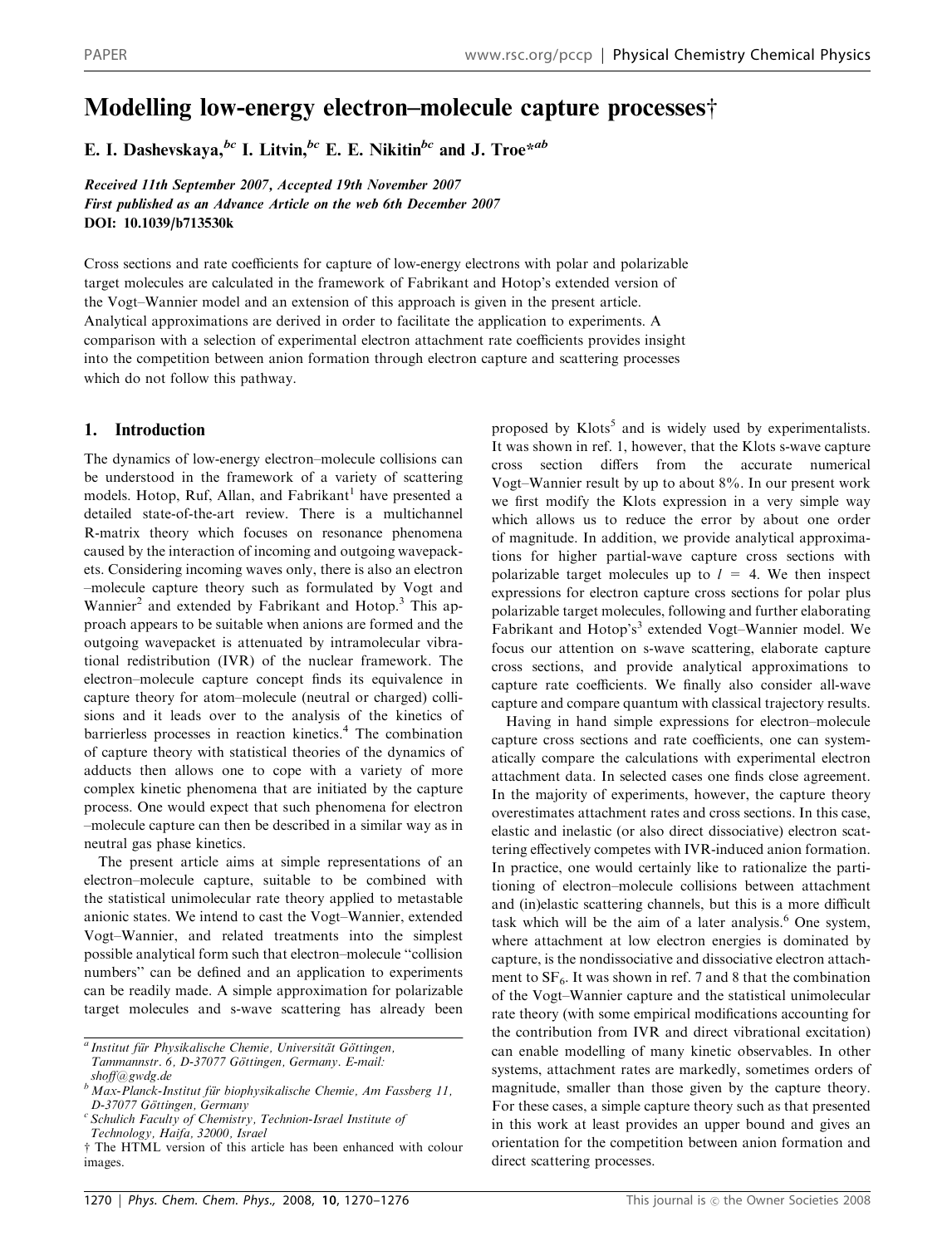# Modelling low-energy electron–molecule capture processes†

E. I. Dashevskaya,[bc] I. Litvin,[bc] E. E. Nikitin[bc] and J. Troe*[ab]

*Received 11th September 2007, Accepted 19th November 2007*
*First published as an Advance Article on the web 6th December 2007*
**DOI: 10.1039/b713530k**

Cross sections and rate coefficients for capture of low-energy electrons with polar and polarizable target molecules are calculated in the framework of Fabrikant and Hotop's extended version of the Vogt–Wannier model and an extension of this approach is given in the present article. Analytical approximations are derived in order to facilitate the application to experiments. A comparison with a selection of experimental electron attachment rate coefficients provides insight into the competition between anion formation through electron capture and scattering processes which do not follow this pathway.

## 1. Introduction

The dynamics of low-energy electron–molecule collisions can be understood in the framework of a variety of scattering models. Hotop, Ruf, Allan, and Fabrikant[1] have presented a detailed state-of-the-art review. There is a multichannel R-matrix theory which focuses on resonance phenomena caused by the interaction of incoming and outgoing wavepackets. Considering incoming waves only, there is also an electron–molecule capture theory such as formulated by Vogt and Wannier[2] and extended by Fabrikant and Hotop.[3] This approach appears to be suitable when anions are formed and the outgoing wavepacket is attenuated by intramolecular vibrational redistribution (IVR) of the nuclear framework. The electron–molecule capture concept finds its equivalence in capture theory for atom–molecule (neutral or charged) collisions and it leads over to the analysis of the kinetics of barrierless processes in reaction kinetics.[4] The combination of capture theory with statistical theories of the dynamics of adducts then allows one to cope with a variety of more complex kinetic phenomena that are initiated by the capture process. One would expect that such phenomena for electron–molecule capture can then be described in a similar way as in neutral gas phase kinetics.

The present article aims at simple representations of an electron–molecule capture, suitable to be combined with the statistical unimolecular rate theory applied to metastable anionic states. We intend to cast the Vogt–Wannier, extended Vogt–Wannier, and related treatments into the simplest possible analytical form such that electron–molecule "collision numbers" can be defined and an application to experiments can be readily made. A simple approximation for polarizable target molecules and s-wave scattering has already been proposed by Klots[5] and is widely used by experimentalists. It was shown in ref. 1, however, that the Klots s-wave capture cross section differs from the accurate numerical Vogt–Wannier result by up to about 8%. In our present work we first modify the Klots expression in a very simple way which allows us to reduce the error by about one order of magnitude. In addition, we provide analytical approximations for higher partial-wave capture cross sections with polarizable target molecules up to $l = 4$. We then inspect expressions for electron capture cross sections for polar plus polarizable target molecules, following and further elaborating Fabrikant and Hotop's[3] extended Vogt–Wannier model. We focus our attention on s-wave scattering, elaborate capture cross sections, and provide analytical approximations to capture rate coefficients. We finally also consider all-wave capture and compare quantum with classical trajectory results.

Having in hand simple expressions for electron–molecule capture cross sections and rate coefficients, one can systematically compare the calculations with experimental electron attachment data. In selected cases one finds close agreement. In the majority of experiments, however, the capture theory overestimates attachment rates and cross sections. In this case, elastic and inelastic (or also direct dissociative) electron scattering effectively competes with IVR-induced anion formation. In practice, one would certainly like to rationalize the partitioning of electron–molecule collisions between attachment and (in)elastic scattering channels, but this is a more difficult task which will be the aim of a later analysis.[6] One system, where attachment at low electron energies is dominated by capture, is the nondissociative and dissociative electron attachment to $SF_6$. It was shown in ref. 7 and 8 that the combination of the Vogt–Wannier capture and the statistical unimolecular rate theory (with some empirical modifications accounting for the contribution from IVR and direct vibrational excitation) can enable modelling of many kinetic observables. In other systems, attachment rates are markedly, sometimes orders of magnitude, smaller than those given by the capture theory. For these cases, a simple capture theory such as that presented in this work at least provides an upper bound and gives an orientation for the competition between anion formation and direct scattering processes.

---

[a] Institut für Physikalische Chemie, Universität Göttingen, Tammannstr. 6, D-37077 Göttingen, Germany. E-mail: shoff@gwdg.de
[b] Max-Planck-Institut für biophysikalische Chemie, Am Fassberg 11, D-37077 Göttingen, Germany
[c] Schulich Faculty of Chemistry, Technion-Israel Institute of Technology, Haifa, 32000, Israel
† The HTML version of this article has been enhanced with colour images.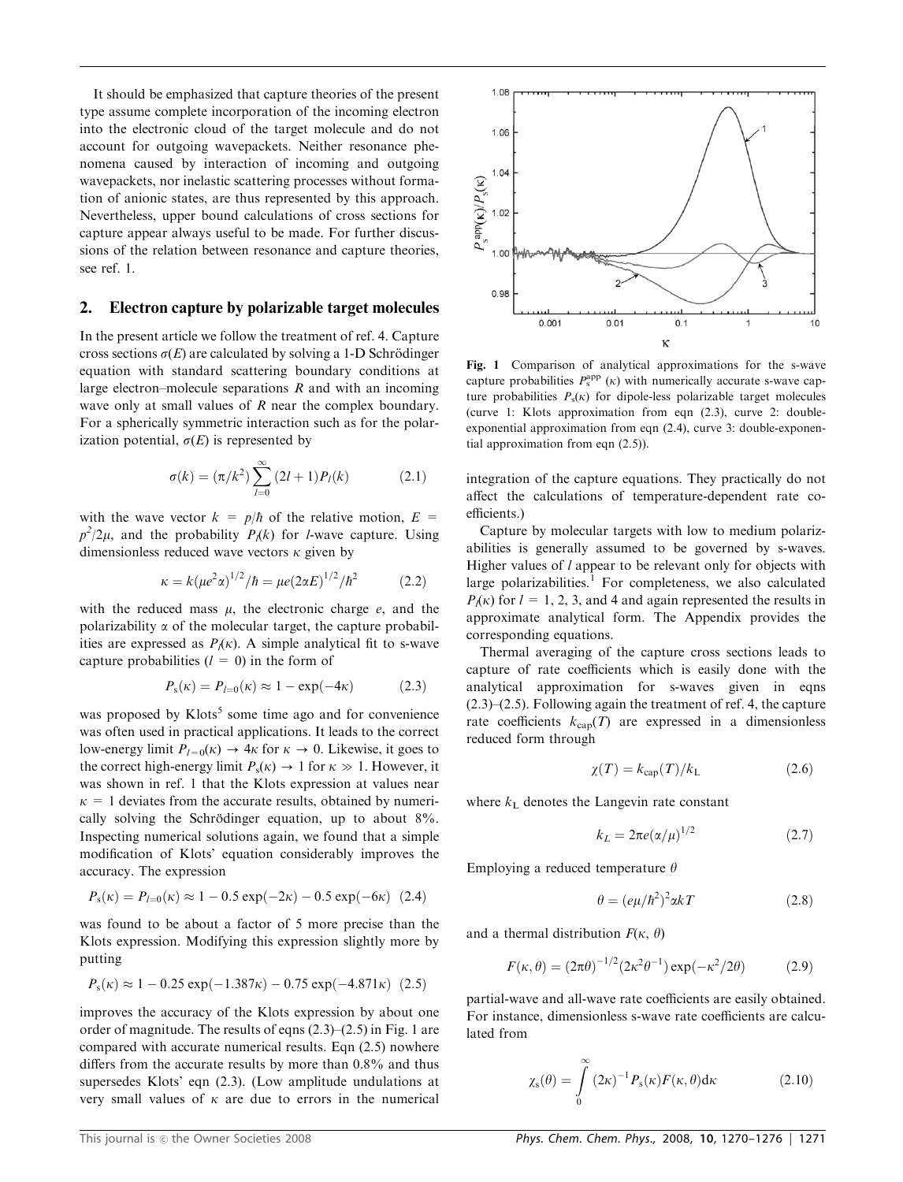It should be emphasized that capture theories of the present type assume complete incorporation of the incoming electron into the electronic cloud of the target molecule and do not account for outgoing wavepackets. Neither resonance phenomena caused by interaction of incoming and outgoing wavepackets, nor inelastic scattering processes without formation of anionic states, are thus represented by this approach. Nevertheless, upper bound calculations of cross sections for capture appear always useful to be made. For further discussions of the relation between resonance and capture theories, see ref. 1.

## 2. Electron capture by polarizable target molecules

In the present article we follow the treatment of ref. 4. Capture cross sections $\sigma(E)$ are calculated by solving a 1-D Schrödinger equation with standard scattering boundary conditions at large electron–molecule separations $R$ and with an incoming wave only at small values of $R$ near the complex boundary. For a spherically symmetric interaction such as for the polarization potential, $\sigma(E)$ is represented by

$$\sigma(k) = (\pi/k^2)\sum_{l=0}^{\infty}(2l+1)P_l(k) \tag{2.1}$$

with the wave vector $k = p/\hbar$ of the relative motion, $E = p^2/2\mu$, and the probability $P_l(k)$ for $l$-wave capture. Using dimensionless reduced wave vectors $\kappa$ given by

$$\kappa = k(\mu e^2\alpha)^{1/2}/\hbar = \mu e(2\alpha E)^{1/2}/\hbar^2 \tag{2.2}$$

with the reduced mass $\mu$, the electronic charge $e$, and the polarizability $\alpha$ of the molecular target, the capture probabilities are expressed as $P_l(\kappa)$. A simple analytical fit to s-wave capture probabilities ($l = 0$) in the form of

$$P_s(\kappa) = P_{l=0}(\kappa) \approx 1 - \exp(-4\kappa) \tag{2.3}$$

was proposed by Klots[5] some time ago and for convenience was often used in practical applications. It leads to the correct low-energy limit $P_{l=0}(\kappa) \rightarrow 4\kappa$ for $\kappa \rightarrow 0$. Likewise, it goes to the correct high-energy limit $P_s(\kappa) \rightarrow 1$ for $\kappa \gg 1$. However, it was shown in ref. 1 that the Klots expression at values near $\kappa = 1$ deviates from the accurate results, obtained by numerically solving the Schrödinger equation, up to about 8%. Inspecting numerical solutions again, we found that a simple modification of Klots' equation considerably improves the accuracy. The expression

$$P_s(\kappa) = P_{l=0}(\kappa) \approx 1 - 0.5\exp(-2\kappa) - 0.5\exp(-6\kappa) \tag{2.4}$$

was found to be about a factor of 5 more precise than the Klots expression. Modifying this expression slightly more by putting

$$P_s(\kappa) \approx 1 - 0.25\exp(-1.387\kappa) - 0.75\exp(-4.871\kappa) \tag{2.5}$$

improves the accuracy of the Klots expression by about one order of magnitude. The results of eqns (2.3)–(2.5) in Fig. 1 are compared with accurate numerical results. Eqn (2.5) nowhere differs from the accurate results by more than 0.8% and thus supersedes Klots' eqn (2.3). (Low amplitude undulations at very small values of $\kappa$ are due to errors in the numerical integration of the capture equations. They practically do not affect the calculations of temperature-dependent rate coefficients.)

**Fig. 1** Comparison of analytical approximations for the s-wave capture probabilities $P_s^{\mathrm{app}}(\kappa)$ with numerically accurate s-wave capture probabilities $P_s(\kappa)$ for dipole-less polarizable target molecules (curve 1: Klots approximation from eqn (2.3), curve 2: double-exponential approximation from eqn (2.4), curve 3: double-exponential approximation from eqn (2.5)).

Capture by molecular targets with low to medium polarizabilities is generally assumed to be governed by s-waves. Higher values of $l$ appear to be relevant only for objects with large polarizabilities.[1] For completeness, we also calculated $P_l(\kappa)$ for $l = 1$, 2, 3, and 4 and again represented the results in approximate analytical form. The Appendix provides the corresponding equations.

Thermal averaging of the capture cross sections leads to capture of rate coefficients which is easily done with the analytical approximation for s-waves given in eqns (2.3)–(2.5). Following again the treatment of ref. 4, the capture rate coefficients $k_{\mathrm{cap}}(T)$ are expressed in a dimensionless reduced form through

$$\chi(T) = k_{\mathrm{cap}}(T)/k_{\mathrm{L}} \tag{2.6}$$

where $k_{\mathrm{L}}$ denotes the Langevin rate constant

$$k_L = 2\pi e(\alpha/\mu)^{1/2} \tag{2.7}$$

Employing a reduced temperature $\theta$

$$\theta = (e\mu/\hbar^2)^2\alpha kT \tag{2.8}$$

and a thermal distribution $F(\kappa, \theta)$

$$F(\kappa,\theta) = (2\pi\theta)^{-1/2}(2\kappa^2\theta^{-1})\exp(-\kappa^2/2\theta) \tag{2.9}$$

partial-wave and all-wave rate coefficients are easily obtained. For instance, dimensionless s-wave rate coefficients are calculated from

$$\chi_s(\theta) = \int_0^{\infty}(2\kappa)^{-1}P_s(\kappa)F(\kappa,\theta)\mathrm{d}\kappa \tag{2.10}$$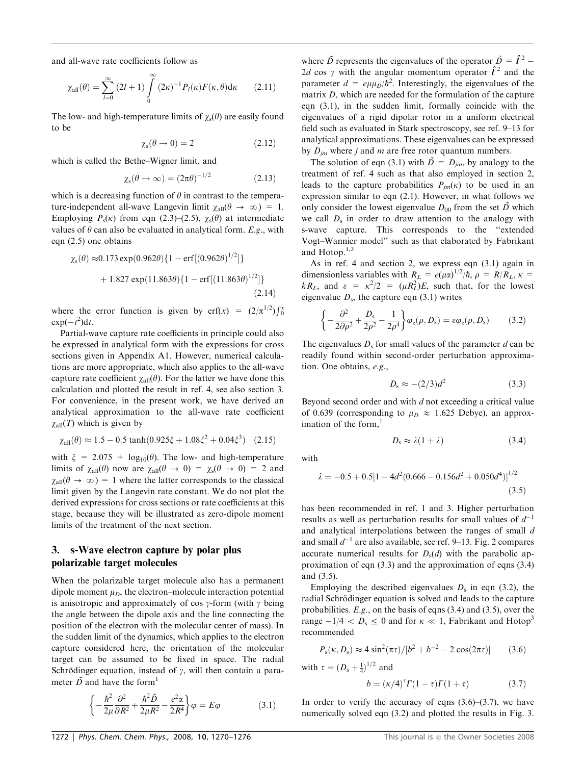and all-wave rate coefficients follow as

$$\chi_{all}(\theta) = \sum_{l=0}^{\infty} (2l+1) \int_0^{\infty} (2\kappa)^{-1} P_l(\kappa) F(\kappa, \theta) d\kappa \qquad (2.11)$$

The low- and high-temperature limits of $\chi_s(\theta)$ are easily found to be

$$\chi_s(\theta \to 0) = 2 \qquad (2.12)$$

which is called the Bethe–Wigner limit, and

$$\chi_s(\theta \to \infty) = (2\pi\theta)^{-1/2} \qquad (2.13)$$

which is a decreasing function of $\theta$ in contrast to the temperature-independent all-wave Langevin limit $\chi_{all}(\theta \to \infty) = 1$. Employing $P_s(\kappa)$ from eqn (2.3)–(2.5), $\chi_s(\theta)$ at intermediate values of $\theta$ can also be evaluated in analytical form. *E.g.*, with eqn (2.5) one obtains

$$\begin{aligned}\chi_s(\theta) \approx\, & 0.173 \exp(0.962\theta)\{1 - \mathrm{erf}[(0.962\theta)^{1/2}]\} \\ & + 1.827 \exp(11.863\theta)\{1 - \mathrm{erf}[(11.863\theta)^{1/2}]\}\end{aligned} \qquad (2.14)$$

where the error function is given by $\mathrm{erf}(x) = (2/\pi^{1/2})\int_0^x \exp(-t^2)dt$.

Partial-wave capture rate coefficients in principle could also be expressed in analytical form with the expressions for cross sections given in Appendix A1. However, numerical calculations are more appropriate, which also applies to the all-wave capture rate coefficient $\chi_{all}(\theta)$. For the latter we have done this calculation and plotted the result in ref. 4, see also section 3. For convenience, in the present work, we have derived an analytical approximation to the all-wave rate coefficient $\chi_{all}(T)$ which is given by

$$\chi_{all}(\theta) \approx 1.5 - 0.5 \tanh(0.925\xi + 1.08\xi^2 + 0.04\xi^3) \quad (2.15)$$

with $\xi = 2.075 + \log_{10}(\theta)$. The low- and high-temperature limits of $\chi_{all}(\theta)$ now are $\chi_{all}(\theta \to 0) = \chi_s(\theta \to 0) = 2$ and $\chi_{all}(\theta \to \infty) = 1$ where the latter corresponds to the classical limit given by the Langevin rate constant. We do not plot the derived expressions for cross sections or rate coefficients at this stage, because they will be illustrated as zero-dipole moment limits of the treatment of the next section.

## 3. s-Wave electron capture by polar plus polarizable target molecules

When the polarizable target molecule also has a permanent dipole moment $\mu_D$, the electron–molecule interaction potential is anisotropic and approximately of cos $\gamma$-form (with $\gamma$ being the angle between the dipole axis and the line connecting the position of the electron with the molecular center of mass). In the sudden limit of the dynamics, which applies to the electron capture considered here, the orientation of the molecular target can be assumed to be fixed in space. The radial Schrödinger equation, instead of $\gamma$, will then contain a parameter $\tilde{D}$ and have the form[1]

$$\left\{-\frac{\hbar^2}{2\mu}\frac{\partial^2}{\partial R^2} + \frac{\hbar^2 \tilde{D}}{2\mu R^2} - \frac{e^2\alpha}{2R^4}\right\}\varphi = E\varphi \qquad (3.1)$$

where $\tilde{D}$ represents the eigenvalues of the operator $\hat{D} = \hat{l}^2 - 2d \cos \gamma$ with the angular momentum operator $\hat{l}^2$ and the parameter $d = e\mu\mu_D/\hbar^2$. Interestingly, the eigenvalues of the matrix $D$, which are needed for the formulation of the capture eqn (3.1), in the sudden limit, formally coincide with the eigenvalues of a rigid dipolar rotor in a uniform electrical field such as evaluated in Stark spectroscopy, see ref. 9–13 for analytical approximations. These eigenvalues can be expressed by $D_{jm}$ where $j$ and $m$ are free rotor quantum numbers.

The solution of eqn (3.1) with $\tilde{D} = D_{jm}$, by analogy to the treatment of ref. 4 such as that also employed in section 2, leads to the capture probabilities $P_{jm}(\kappa)$ to be used in an expression similar to eqn (2.1). However, in what follows we only consider the lowest eigenvalue $D_{00}$ from the set $\tilde{D}$ which we call $D_s$ in order to draw attention to the analogy with s-wave capture. This corresponds to the "extended Vogt–Wannier model" such as that elaborated by Fabrikant and Hotop.[1,3]

As in ref. 4 and section 2, we express eqn (3.1) again in dimensionless variables with $R_L = e(\mu\alpha)^{1/2}/\hbar$, $\rho = R/R_L$, $\kappa = kR_L$, and $\varepsilon = \kappa^2/2 = (\mu R_L^2)E$, such that, for the lowest eigenvalue $D_s$, the capture eqn (3.1) writes

$$\left\{-\frac{\partial^2}{2\partial\rho^2} + \frac{D_s}{2\rho^2} - \frac{1}{2\rho^4}\right\}\varphi_\varepsilon(\rho, D_s) = \varepsilon\varphi_\varepsilon(\rho, D_s) \qquad (3.2)$$

The eigenvalues $D_s$ for small values of the parameter $d$ can be readily found within second-order perturbation approximation. One obtains, *e.g.*,

$$D_s \approx -(2/3)d^2 \qquad (3.3)$$

Beyond second order and with $d$ not exceeding a critical value of 0.639 (corresponding to $\mu_D \approx 1.625$ Debye), an approximation of the form,[1]

$$D_s \approx \lambda(1 + \lambda) \qquad (3.4)$$

with

$$\lambda = -0.5 + 0.5[1 - 4d^2(0.666 - 0.156d^2 + 0.050d^4)]^{1/2} \qquad (3.5)$$

has been recommended in ref. 1 and 3. Higher perturbation results as well as perturbation results for small values of $d^{-1}$ and analytical interpolations between the ranges of small $d$ and small $d^{-1}$ are also available, see ref. 9–13. Fig. 2 compares accurate numerical results for $D_s(d)$ with the parabolic approximation of eqn (3.3) and the approximation of eqns (3.4) and (3.5).

Employing the described eigenvalues $D_s$ in eqn (3.2), the radial Schrödinger equation is solved and leads to the capture probabilities. *E.g.*, on the basis of eqns (3.4) and (3.5), over the range $-1/4 < D_s \leq 0$ and for $\kappa \ll 1$, Fabrikant and Hotop[3] recommended

$$P_s(\kappa, D_s) \approx 4\sin^2(\pi\tau)/[b^2 + b^{-2} - 2\cos(2\pi\tau)] \qquad (3.6)$$

with $\tau = (D_s + \frac{1}{4})^{1/2}$ and

$$b = (\kappa/4)^{\tau}\Gamma(1 - \tau)\Gamma(1 + \tau) \qquad (3.7)$$

In order to verify the accuracy of eqns (3.6)–(3.7), we have numerically solved eqn (3.2) and plotted the results in Fig. 3.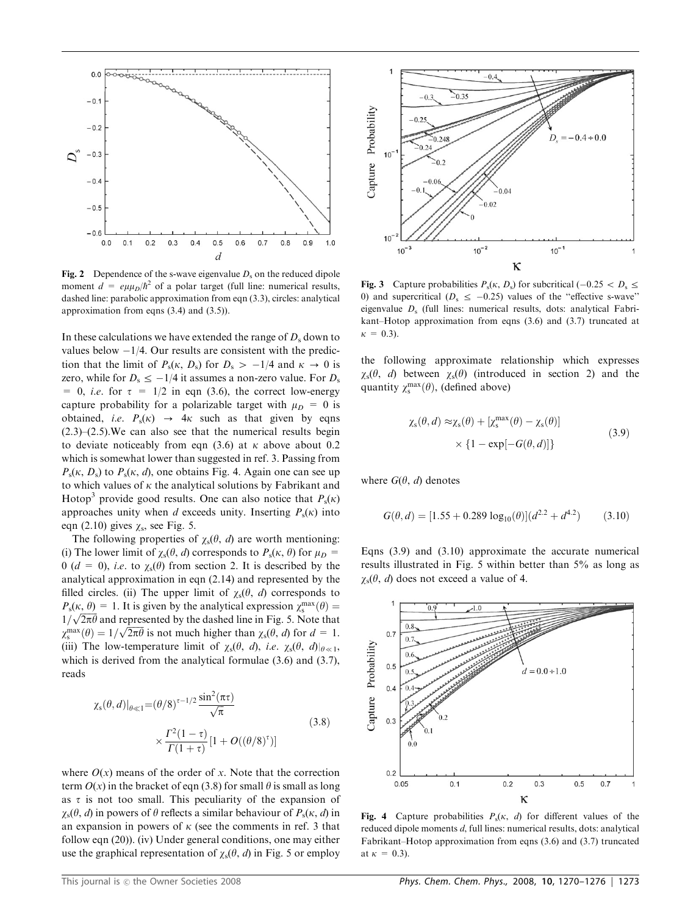**Fig. 2** Dependence of the s-wave eigenvalue $D_s$ on the reduced dipole moment $d = e\mu\mu_D/\hbar^2$ of a polar target (full line: numerical results, dashed line: parabolic approximation from eqn (3.3), circles: analytical approximation from eqns (3.4) and (3.5)).

**Fig. 3** Capture probabilities $P_s(\kappa, D_s)$ for subcritical ($-0.25 < D_s \leq 0$) and supercritical ($D_s \leq -0.25$) values of the "effective s-wave" eigenvalue $D_s$ (full lines: numerical results, dots: analytical Fabrikant–Hotop approximation from eqns (3.6) and (3.7) truncated at $\kappa = 0.3$).

In these calculations we have extended the range of $D_s$ down to values below $-1/4$. Our results are consistent with the prediction that the limit of $P_s(\kappa, D_s)$ for $D_s > -1/4$ and $\kappa \to 0$ is zero, while for $D_s \leq -1/4$ it assumes a non-zero value. For $D_s = 0$, *i.e.* for $\tau = 1/2$ in eqn (3.6), the correct low-energy capture probability for a polarizable target with $\mu_D = 0$ is obtained, *i.e.* $P_s(\kappa) \to 4\kappa$ such as that given by eqns (2.3)–(2.5). We can also see that the numerical results begin to deviate noticeably from eqn (3.6) at $\kappa$ above about 0.2 which is somewhat lower than suggested in ref. 3. Passing from $P_s(\kappa, D_s)$ to $P_s(\kappa, d)$, one obtains Fig. 4. Again one can see up to which values of $\kappa$ the analytical solutions by Fabrikant and Hotop[3] provide good results. One can also notice that $P_s(\kappa)$ approaches unity when $d$ exceeds unity. Inserting $P_s(\kappa)$ into eqn (2.10) gives $\chi_s$, see Fig. 5.

The following properties of $\chi_s(\theta, d)$ are worth mentioning: (i) The lower limit of $\chi_s(\theta, d)$ corresponds to $P_s(\kappa, \theta)$ for $\mu_D = 0$ ($d = 0$), *i.e.* to $\chi_s(\theta)$ from section 2. It is described by the analytical approximation in eqn (2.14) and represented by the filled circles. (ii) The upper limit of $\chi_s(\theta, d)$ corresponds to $P_s(\kappa, \theta) = 1$. It is given by the analytical expression $\chi_s^{max}(\theta) = 1/\sqrt{2\pi\theta}$ and represented by the dashed line in Fig. 5. Note that $\chi_s^{max}(\theta) = 1/\sqrt{2\pi\theta}$ is not much higher than $\chi_s(\theta, d)$ for $d = 1$. (iii) The low-temperature limit of $\chi_s(\theta, d)$, *i.e.* $\chi_s(\theta, d)|_{\theta \ll 1}$, which is derived from the analytical formulae (3.6) and (3.7), reads

$$\chi_s(\theta, d)|_{\theta\ll 1} = (\theta/8)^{\tau-1/2}\frac{\sin^2(\pi\tau)}{\sqrt{\pi}} \times \frac{\Gamma^2(1-\tau)}{\Gamma(1+\tau)}[1 + O((\theta/8)^{\tau})] \tag{3.8}$$

where $O(x)$ means of the order of $x$. Note that the correction term $O(x)$ in the bracket of eqn (3.8) for small $\theta$ is small as long as $\tau$ is not too small. This peculiarity of the expansion of $\chi_s(\theta, d)$ in powers of $\theta$ reflects a similar behaviour of $P_s(\kappa, d)$ in an expansion in powers of $\kappa$ (see the comments in ref. 3 that follow eqn (20)). (iv) Under general conditions, one may either use the graphical representation of $\chi_s(\theta, d)$ in Fig. 5 or employ the following approximate relationship which expresses $\chi_s(\theta, d)$ between $\chi_s(\theta)$ (introduced in section 2) and the quantity $\chi_s^{max}(\theta)$, (defined above)

$$\chi_s(\theta, d) \approx \chi_s(\theta) + [\chi_s^{max}(\theta) - \chi_s(\theta)] \times \{1 - \exp[-G(\theta, d)]\} \tag{3.9}$$

where $G(\theta, d)$ denotes

$$G(\theta, d) = [1.55 + 0.289\log_{10}(\theta)](d^{2.2} + d^{4.2}) \tag{3.10}$$

Eqns (3.9) and (3.10) approximate the accurate numerical results illustrated in Fig. 5 within better than 5% as long as $\chi_s(\theta, d)$ does not exceed a value of 4.

**Fig. 4** Capture probabilities $P_s(\kappa, d)$ for different values of the reduced dipole moments $d$, full lines: numerical results, dots: analytical Fabrikant–Hotop approximation from eqns (3.6) and (3.7) truncated at $\kappa = 0.3$).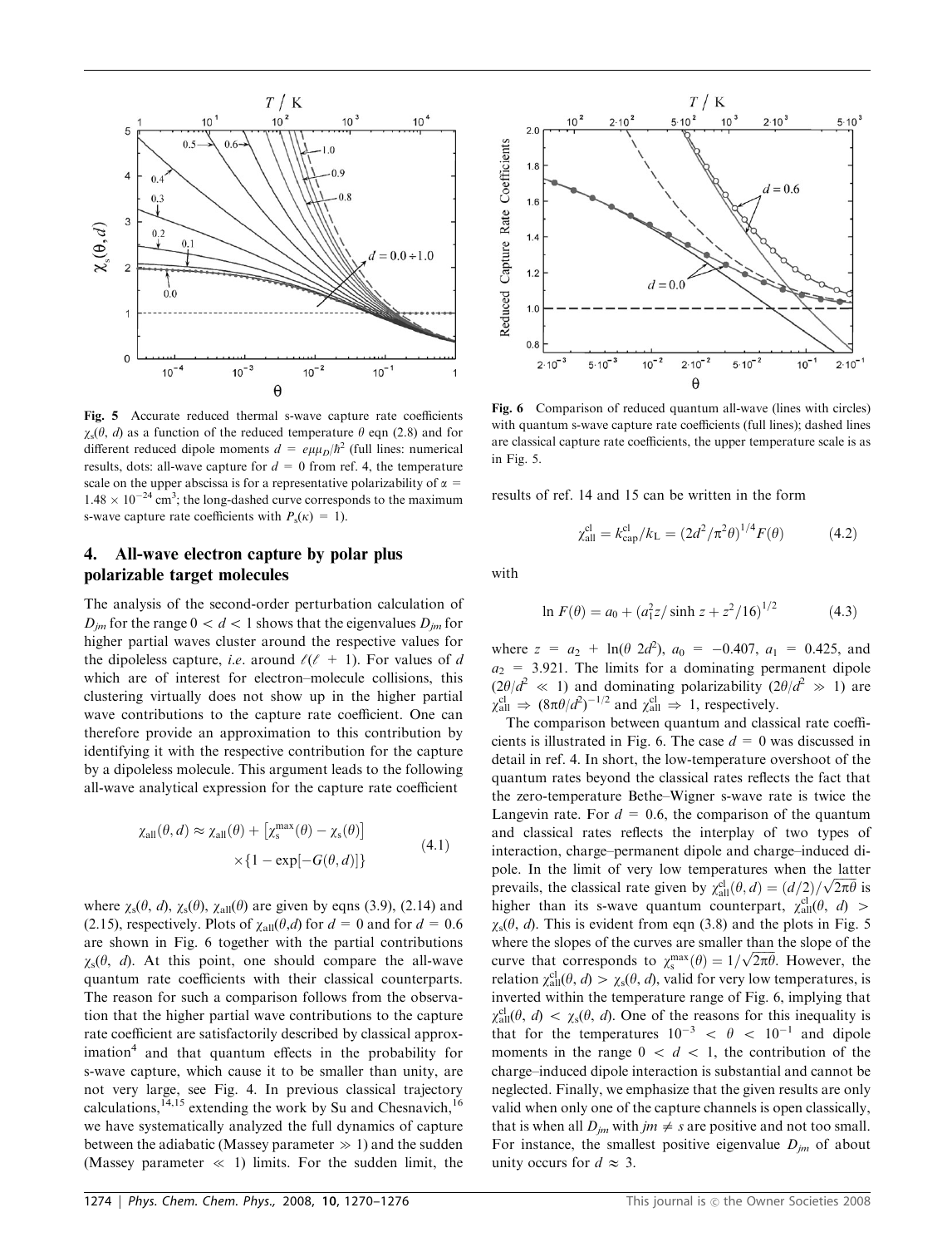Fig. 5 Accurate reduced thermal s-wave capture rate coefficients $\chi_s(\theta, d)$ as a function of the reduced temperature $\theta$ eqn (2.8) and for different reduced dipole moments $d = e\mu\mu_D/\hbar^2$ (full lines: numerical results, dots: all-wave capture for $d = 0$ from ref. 4, the temperature scale on the upper abscissa is for a representative polarizability of $\alpha = 1.48 \times 10^{-24}$ cm$^3$; the long-dashed curve corresponds to the maximum s-wave capture rate coefficients with $P_s(\kappa) = 1$).

Fig. 6 Comparison of reduced quantum all-wave (lines with circles) with quantum s-wave capture rate coefficients (full lines); dashed lines are classical capture rate coefficients, the upper temperature scale is as in Fig. 5.

## 4. All-wave electron capture by polar plus polarizable target molecules

The analysis of the second-order perturbation calculation of $D_{jm}$ for the range $0 < d < 1$ shows that the eigenvalues $D_{jm}$ for higher partial waves cluster around the respective values for the dipoleless capture, *i.e.* around $\ell(\ell + 1)$. For values of $d$ which are of interest for electron–molecule collisions, this clustering virtually does not show up in the higher partial wave contributions to the capture rate coefficient. One can therefore provide an approximation to this contribution by identifying it with the respective contribution for the capture by a dipoleless molecule. This argument leads to the following all-wave analytical expression for the capture rate coefficient

$$\chi_{\rm all}(\theta, d) \approx \chi_{\rm all}(\theta) + \left[\chi_s^{\rm max}(\theta) - \chi_s(\theta)\right] \times \{1 - \exp[-G(\theta, d)]\} \tag{4.1}$$

where $\chi_s(\theta, d)$, $\chi_s(\theta)$, $\chi_{\rm all}(\theta)$ are given by eqns (3.9), (2.14) and (2.15), respectively. Plots of $\chi_{\rm all}(\theta,d)$ for $d = 0$ and for $d = 0.6$ are shown in Fig. 6 together with the partial contributions $\chi_s(\theta, d)$. At this point, one should compare the all-wave quantum rate coefficients with their classical counterparts. The reason for such a comparison follows from the observation that the higher partial wave contributions to the capture rate coefficient are satisfactorily described by classical approximation[4] and that quantum effects in the probability for s-wave capture, which cause it to be smaller than unity, are not very large, see Fig. 4. In previous classical trajectory calculations,[14,15] extending the work by Su and Chesnavich,[16] we have systematically analyzed the full dynamics of capture between the adiabatic (Massey parameter $\gg 1$) and the sudden (Massey parameter $\ll 1$) limits. For the sudden limit, the results of ref. 14 and 15 can be written in the form

$$\chi_{\rm all}^{\rm cl} = k_{\rm cap}^{\rm cl}/k_{\rm L} = (2d^2/\pi^2\theta)^{1/4} F(\theta) \tag{4.2}$$

with

$$\ln F(\theta) = a_0 + (a_1^2 z/\sinh z + z^2/16)^{1/2} \tag{4.3}$$

where $z = a_2 + \ln(\theta\, 2d^2)$, $a_0 = -0.407$, $a_1 = 0.425$, and $a_2 = 3.921$. The limits for a dominating permanent dipole ($2\theta/d^2 \ll 1$) and dominating polarizability ($2\theta/d^2 \gg 1$) are $\chi_{\rm all}^{\rm cl} \Rightarrow (8\pi\theta/d^2)^{-1/2}$ and $\chi_{\rm all}^{\rm cl} \Rightarrow 1$, respectively.

The comparison between quantum and classical rate coefficients is illustrated in Fig. 6. The case $d = 0$ was discussed in detail in ref. 4. In short, the low-temperature overshoot of the quantum rates beyond the classical rates reflects the fact that the zero-temperature Bethe–Wigner s-wave rate is twice the Langevin rate. For $d = 0.6$, the comparison of the quantum and classical rates reflects the interplay of two types of interaction, charge–permanent dipole and charge–induced dipole. In the limit of very low temperatures when the latter prevails, the classical rate given by $\chi_{\rm all}^{\rm cl}(\theta, d) = (d/2)/\sqrt{2\pi\theta}$ is higher than its s-wave quantum counterpart, $\chi_{\rm all}^{\rm cl}(\theta, d) > \chi_s(\theta, d)$. This is evident from eqn (3.8) and the plots in Fig. 5 where the slopes of the curves are smaller than the slope of the curve that corresponds to $\chi_s^{\rm max}(\theta) = 1/\sqrt{2\pi\theta}$. However, the relation $\chi_{\rm all}^{\rm cl}(\theta, d) > \chi_s(\theta, d)$, valid for very low temperatures, is inverted within the temperature range of Fig. 6, implying that $\chi_{\rm all}^{\rm cl}(\theta, d) < \chi_s(\theta, d)$. One of the reasons for this inequality is that for the temperatures $10^{-3} < \theta < 10^{-1}$ and dipole moments in the range $0 < d < 1$, the contribution of the charge–induced dipole interaction is substantial and cannot be neglected. Finally, we emphasize that the given results are only valid when only one of the capture channels is open classically, that is when all $D_{jm}$ with $jm \neq s$ are positive and not too small. For instance, the smallest positive eigenvalue $D_{jm}$ of about unity occurs for $d \approx 3$.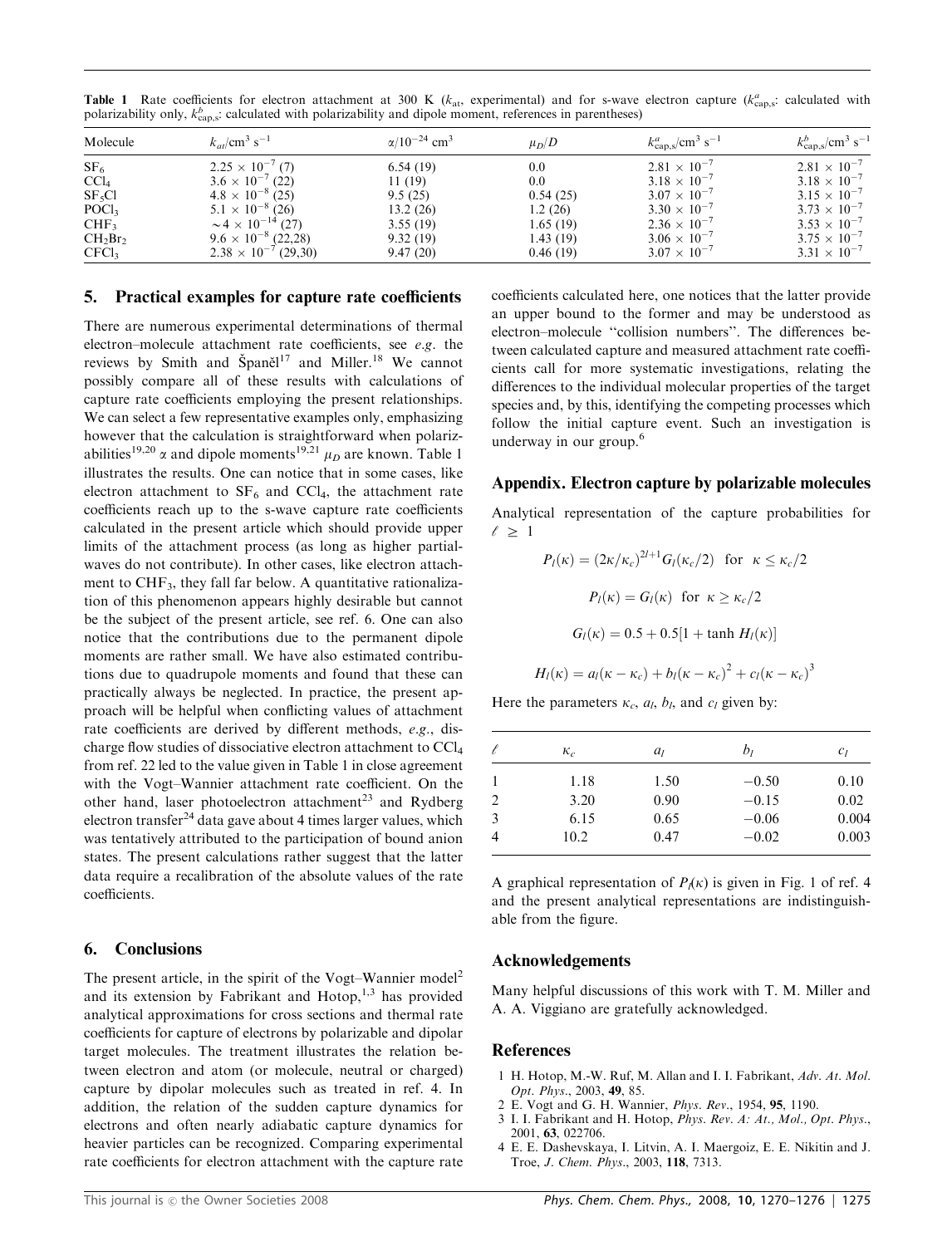**Table 1** Rate coefficients for electron attachment at 300 K ($k_{at}$, experimental) and for s-wave electron capture ($k^{a}_{cap,s}$: calculated with polarizability only, $k^{b}_{cap,s}$: calculated with polarizability and dipole moment, references in parentheses)

| Molecule | $k_{at}$/cm$^3$ s$^{-1}$ | $\alpha/10^{-24}$ cm$^3$ | $\mu_D/D$ | $k^{a}_{cap,s}$/cm$^3$ s$^{-1}$ | $k^{b}_{cap,s}$/cm$^3$ s$^{-1}$ |
|---|---|---|---|---|---|
| $SF_6$ | $2.25 \times 10^{-7}$ (7) | 6.54 (19) | 0.0 | $2.81 \times 10^{-7}$ | $2.81 \times 10^{-7}$ |
| $CCl_4$ | $3.6 \times 10^{-7}$ (22) | 11 (19) | 0.0 | $3.18 \times 10^{-7}$ | $3.18 \times 10^{-7}$ |
| $SF_5Cl$ | $4.8 \times 10^{-8}$ (25) | 9.5 (25) | 0.54 (25) | $3.07 \times 10^{-7}$ | $3.15 \times 10^{-7}$ |
| $POCl_3$ | $5.1 \times 10^{-8}$ (26) | 13.2 (26) | 1.2 (26) | $3.30 \times 10^{-7}$ | $3.73 \times 10^{-7}$ |
| $CHF_3$ | $\sim 4 \times 10^{-14}$ (27) | 3.55 (19) | 1.65 (19) | $2.36 \times 10^{-7}$ | $3.53 \times 10^{-7}$ |
| $CH_2Br_2$ | $9.6 \times 10^{-8}$ (22,28) | 9.32 (19) | 1.43 (19) | $3.06 \times 10^{-7}$ | $3.75 \times 10^{-7}$ |
| $CFCl_3$ | $2.38 \times 10^{-7}$ (29,30) | 9.47 (20) | 0.46 (19) | $3.07 \times 10^{-7}$ | $3.31 \times 10^{-7}$ |

## 5. Practical examples for capture rate coefficients

There are numerous experimental determinations of thermal electron–molecule attachment rate coefficients, see *e.g.* the reviews by Smith and Španěl[17] and Miller.[18] We cannot possibly compare all of these results with calculations of capture rate coefficients employing the present relationships. We can select a few representative examples only, emphasizing however that the calculation is straightforward when polarizabilities[19,20] $\alpha$ and dipole moments[19,21] $\mu_D$ are known. Table 1 illustrates the results. One can notice that in some cases, like electron attachment to $SF_6$ and $CCl_4$, the attachment rate coefficients reach up to the s-wave capture rate coefficients calculated in the present article which should provide upper limits of the attachment process (as long as higher partial-waves do not contribute). In other cases, like electron attachment to $CHF_3$, they fall far below. A quantitative rationalization of this phenomenon appears highly desirable but cannot be the subject of the present article, see ref. 6. One can also notice that the contributions due to the permanent dipole moments are rather small. We have also estimated contributions due to quadrupole moments and found that these can practically always be neglected. In practice, the present approach will be helpful when conflicting values of attachment rate coefficients are derived by different methods, *e.g.*, discharge flow studies of dissociative electron attachment to $CCl_4$ from ref. 22 led to the value given in Table 1 in close agreement with the Vogt–Wannier attachment rate coefficient. On the other hand, laser photoelectron attachment[23] and Rydberg electron transfer[24] data gave about 4 times larger values, which was tentatively attributed to the participation of bound anion states. The present calculations rather suggest that the latter data require a recalibration of the absolute values of the rate coefficients.

## 6. Conclusions

The present article, in the spirit of the Vogt–Wannier model[2] and its extension by Fabrikant and Hotop,[1,3] has provided analytical approximations for cross sections and thermal rate coefficients for capture of electrons by polarizable and dipolar target molecules. The treatment illustrates the relation between electron and atom (or molecule, neutral or charged) capture by dipolar molecules such as treated in ref. 4. In addition, the relation of the sudden capture dynamics for electrons and often nearly adiabatic capture dynamics for heavier particles can be recognized. Comparing experimental rate coefficients for electron attachment with the capture rate coefficients calculated here, one notices that the latter provide an upper bound to the former and may be understood as electron–molecule "collision numbers". The differences between calculated capture and measured attachment rate coefficients call for more systematic investigations, relating the differences to the individual molecular properties of the target species and, by this, identifying the competing processes which follow the initial capture event. Such an investigation is underway in our group.[6]

## Appendix. Electron capture by polarizable molecules

Analytical representation of the capture probabilities for $\ell \geq 1$

$$P_l(\kappa) = (2\kappa/\kappa_c)^{2l+1} G_l(\kappa_c/2) \quad \text{for} \quad \kappa \leq \kappa_c/2$$

$$P_l(\kappa) = G_l(\kappa) \quad \text{for} \quad \kappa \geq \kappa_c/2$$

$$G_l(\kappa) = 0.5 + 0.5[1 + \tanh H_l(\kappa)]$$

$$H_l(\kappa) = a_l(\kappa - \kappa_c) + b_l(\kappa - \kappa_c)^2 + c_l(\kappa - \kappa_c)^3$$

Here the parameters $\kappa_c$, $a_l$, $b_l$, and $c_l$ given by:

| $\ell$ | $\kappa_c$ | $a_l$ | $b_l$ | $c_l$ |
|---|---|---|---|---|
| 1 | 1.18 | 1.50 | −0.50 | 0.10 |
| 2 | 3.20 | 0.90 | −0.15 | 0.02 |
| 3 | 6.15 | 0.65 | −0.06 | 0.004 |
| 4 | 10.2 | 0.47 | −0.02 | 0.003 |

A graphical representation of $P_l(\kappa)$ is given in Fig. 1 of ref. 4 and the present analytical representations are indistinguishable from the figure.

## Acknowledgements

Many helpful discussions of this work with T. M. Miller and A. A. Viggiano are gratefully acknowledged.

## References

1. H. Hotop, M.-W. Ruf, M. Allan and I. I. Fabrikant, *Adv. At. Mol. Opt. Phys.*, 2003, **49**, 85.
2. E. Vogt and G. H. Wannier, *Phys. Rev.*, 1954, **95**, 1190.
3. I. I. Fabrikant and H. Hotop, *Phys. Rev. A: At., Mol., Opt. Phys.*, 2001, **63**, 022706.
4. E. E. Dashevskaya, I. Litvin, A. A. Maergoiz, E. E. Nikitin and J. Troe, *J. Chem. Phys.*, 2003, **118**, 7313.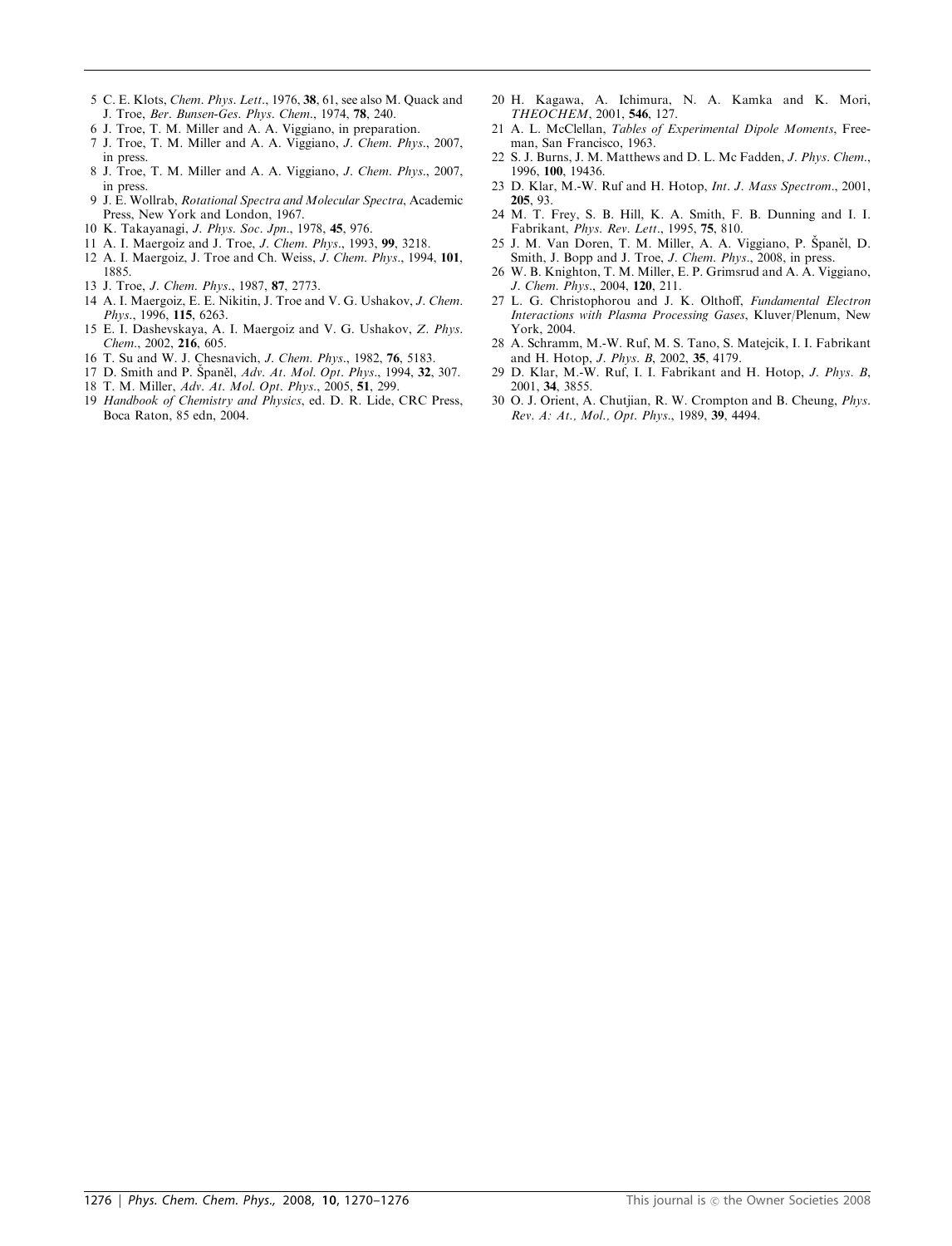5 C. E. Klots, *Chem. Phys. Lett.*, 1976, **38**, 61, see also M. Quack and J. Troe, *Ber. Bunsen-Ges. Phys. Chem.*, 1974, **78**, 240.
6 J. Troe, T. M. Miller and A. A. Viggiano, in preparation.
7 J. Troe, T. M. Miller and A. A. Viggiano, *J. Chem. Phys.*, 2007, in press.
8 J. Troe, T. M. Miller and A. A. Viggiano, *J. Chem. Phys.*, 2007, in press.
9 J. E. Wollrab, *Rotational Spectra and Molecular Spectra*, Academic Press, New York and London, 1967.
10 K. Takayanagi, *J. Phys. Soc. Jpn.*, 1978, **45**, 976.
11 A. I. Maergoiz and J. Troe, *J. Chem. Phys.*, 1993, **99**, 3218.
12 A. I. Maergoiz, J. Troe and Ch. Weiss, *J. Chem. Phys.*, 1994, **101**, 1885.
13 J. Troe, *J. Chem. Phys.*, 1987, **87**, 2773.
14 A. I. Maergoiz, E. E. Nikitin, J. Troe and V. G. Ushakov, *J. Chem. Phys.*, 1996, **115**, 6263.
15 E. I. Dashevskaya, A. I. Maergoiz and V. G. Ushakov, *Z. Phys. Chem.*, 2002, **216**, 605.
16 T. Su and W. J. Chesnavich, *J. Chem. Phys.*, 1982, **76**, 5183.
17 D. Smith and P. Španěl, *Adv. At. Mol. Opt. Phys.*, 1994, **32**, 307.
18 T. M. Miller, *Adv. At. Mol. Opt. Phys.*, 2005, **51**, 299.
19 *Handbook of Chemistry and Physics*, ed. D. R. Lide, CRC Press, Boca Raton, 85 edn, 2004.
20 H. Kagawa, A. Ichimura, N. A. Kamka and K. Mori, *THEOCHEM*, 2001, **546**, 127.
21 A. L. McClellan, *Tables of Experimental Dipole Moments*, Freeman, San Francisco, 1963.
22 S. J. Burns, J. M. Matthews and D. L. Mc Fadden, *J. Phys. Chem.*, 1996, **100**, 19436.
23 D. Klar, M.-W. Ruf and H. Hotop, *Int. J. Mass Spectrom.*, 2001, **205**, 93.
24 M. T. Frey, S. B. Hill, K. A. Smith, F. B. Dunning and I. I. Fabrikant, *Phys. Rev. Lett.*, 1995, **75**, 810.
25 J. M. Van Doren, T. M. Miller, A. A. Viggiano, P. Španěl, D. Smith, J. Bopp and J. Troe, *J. Chem. Phys.*, 2008, in press.
26 W. B. Knighton, T. M. Miller, E. P. Grimsrud and A. A. Viggiano, *J. Chem. Phys.*, 2004, **120**, 211.
27 L. G. Christophorou and J. K. Olthoff, *Fundamental Electron Interactions with Plasma Processing Gases*, Kluver/Plenum, New York, 2004.
28 A. Schramm, M.-W. Ruf, M. S. Tano, S. Matejcik, I. I. Fabrikant and H. Hotop, *J. Phys. B*, 2002, **35**, 4179.
29 D. Klar, M.-W. Ruf, I. I. Fabrikant and H. Hotop, *J. Phys. B*, 2001, **34**, 3855.
30 O. J. Orient, A. Chutjian, R. W. Crompton and B. Cheung, *Phys. Rev. A: At., Mol., Opt. Phys.*, 1989, **39**, 4494.